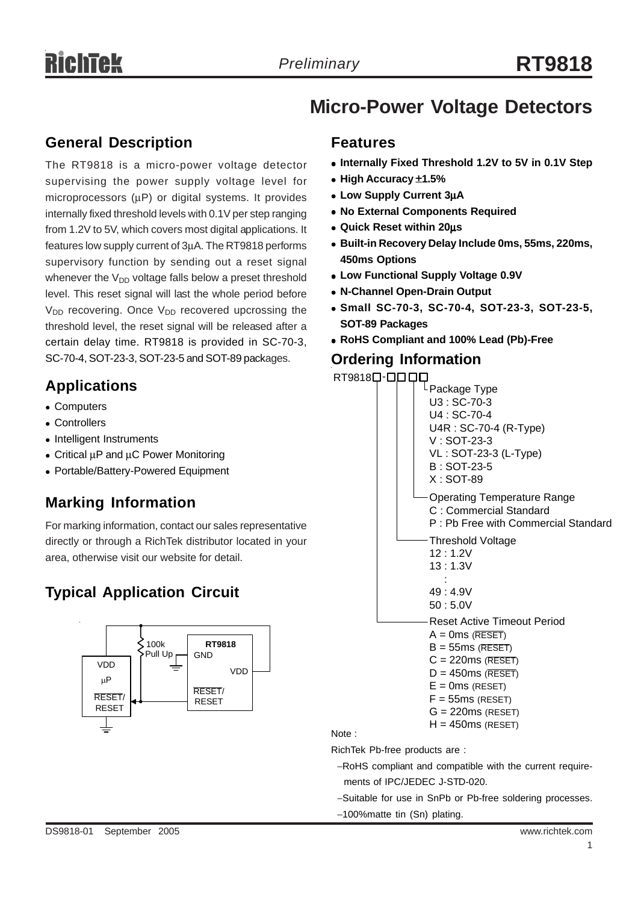# RT9818

## Micro-Power Voltage Detectors

### General Description

The RT9818 is a micro-power voltage detector supervising the power supply voltage level for microprocessors (µP) or digital systems. It provides internally fixed threshold levels with 0.1V per step ranging from 1.2V to 5V, which covers most digital applications. It features low supply current of 3µA. The RT9818 performs supervisory function by sending out a reset signal whenever the $V_{DD}$ voltage falls below a preset threshold level. This reset signal will last the whole period before $V_{DD}$ recovering. Once $V_{DD}$ recovered upcrossing the threshold level, the reset signal will be released after a certain delay time. RT9818 is provided in SC-70-3, SC-70-4, SOT-23-3, SOT-23-5 and SOT-89 packages.

### Applications

- Computers
- Controllers
- Intelligent Instruments
- Critical µP and µC Power Monitoring
- Portable/Battery-Powered Equipment

### Marking Information

For marking information, contact our sales representative directly or through a RichTek distributor located in your area, otherwise visit our website for detail.

### Typical Application Circuit

(Circuit: µP with VDD and $\overline{\text{RESET}}$/RESET; 100k Pull Up; RT9818 with GND, VDD, $\overline{\text{RESET}}$/RESET)

### Features

- **Internally Fixed Threshold 1.2V to 5V in 0.1V Step**
- **High Accuracy ±1.5%**
- **Low Supply Current 3µA**
- **No External Components Required**
- **Quick Reset within 20µs**
- **Built-in Recovery Delay Include 0ms, 55ms, 220ms, 450ms Options**
- **Low Functional Supply Voltage 0.9V**
- **N-Channel Open-Drain Output**
- **Small SC-70-3, SC-70-4, SOT-23-3, SOT-23-5, SOT-89 Packages**
- **RoHS Compliant and 100% Lead (Pb)-Free**

### Ordering Information

RT9818□-□□□□

- Package Type
  - U3 : SC-70-3
  - U4 : SC-70-4
  - U4R : SC-70-4 (R-Type)
  - V : SOT-23-3
  - VL : SOT-23-3 (L-Type)
  - B : SOT-23-5
  - X : SOT-89
- Operating Temperature Range
  - C : Commercial Standard
  - P : Pb Free with Commercial Standard
- Threshold Voltage
  - 12 : 1.2V
  - 13 : 1.3V
  - :
  - 49 : 4.9V
  - 50 : 5.0V
- Reset Active Timeout Period
  - A = 0ms ($\overline{\text{RESET}}$)
  - B = 55ms ($\overline{\text{RESET}}$)
  - C = 220ms ($\overline{\text{RESET}}$)
  - D = 450ms ($\overline{\text{RESET}}$)
  - E = 0ms (RESET)
  - F = 55ms (RESET)
  - G = 220ms (RESET)
  - H = 450ms (RESET)

Note :

RichTek Pb-free products are :

- RoHS compliant and compatible with the current requirements of IPC/JEDEC J-STD-020.
- Suitable for use in SnPb or Pb-free soldering processes.
- 100%matte tin (Sn) plating.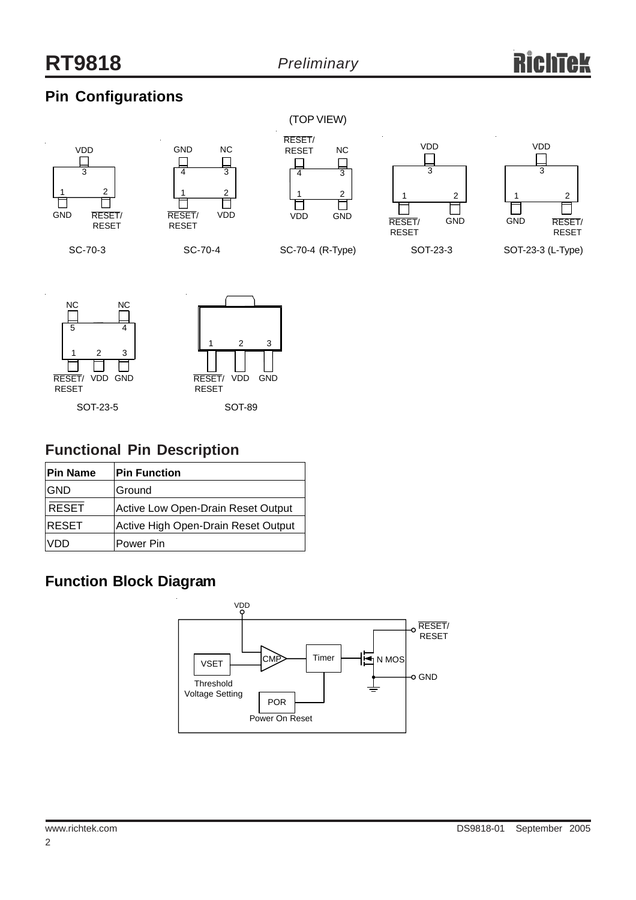## Pin Configurations

(TOP VIEW)

| Package | Pin 1 | Pin 2 | Pin 3 | Pin 4 | Pin 5 |
|---|---|---|---|---|---|
| SC-70-3 | GND | $\overline{RESET}$/RESET | VDD | | |
| SC-70-4 | $\overline{RESET}$/RESET | VDD | NC | GND | |
| SC-70-4 (R-Type) | VDD | GND | NC | $\overline{RESET}$/RESET | |
| SOT-23-3 | $\overline{RESET}$/RESET | GND | VDD | | |
| SOT-23-3 (L-Type) | GND | $\overline{RESET}$/RESET | VDD | | |
| SOT-23-5 | $\overline{RESET}$/RESET | VDD | GND | NC | NC |
| SOT-89 | $\overline{RESET}$/RESET | VDD | GND | | |

## Functional Pin Description

| Pin Name | Pin Function |
|---|---|
| GND | Ground |
| $\overline{RESET}$ | Active Low Open-Drain Reset Output |
| RESET | Active High Open-Drain Reset Output |
| VDD | Power Pin |

## Function Block Diagram

VDD, VSET (Threshold Voltage Setting), CMP, Timer, POR (Power On Reset), N MOS, $\overline{RESET}$/RESET, GND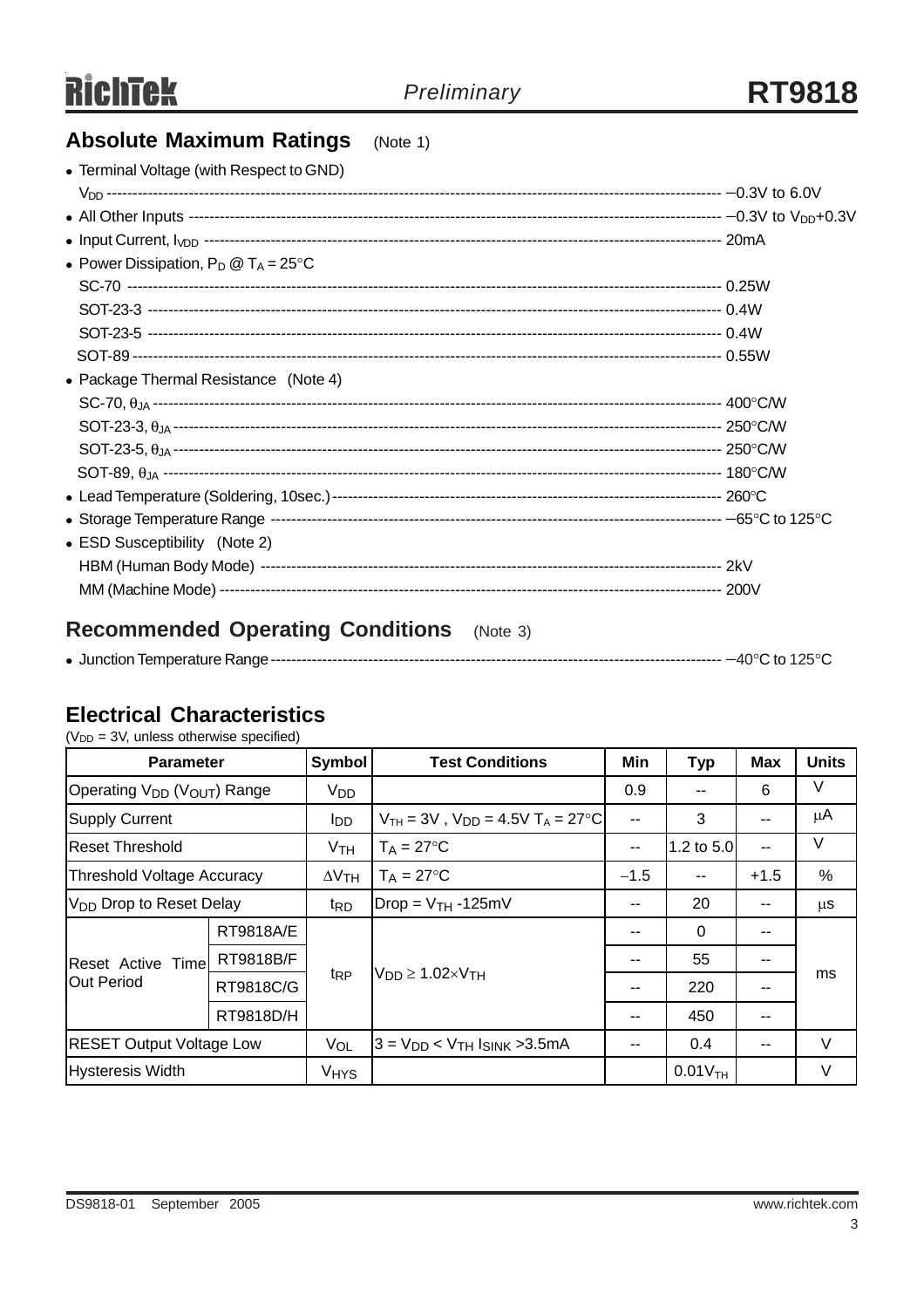## Absolute Maximum Ratings (Note 1)

- Terminal Voltage (with Respect to GND)
  $V_{DD}$ ---------- −0.3V to 6.0V
- All Other Inputs ---------- −0.3V to $V_{DD}$+0.3V
- Input Current, $I_{VDD}$ ---------- 20mA
- Power Dissipation, $P_D$ @ $T_A$ = 25°C
  SC-70 ---------- 0.25W
  SOT-23-3 ---------- 0.4W
  SOT-23-5 ---------- 0.4W
  SOT-89 ---------- 0.55W
- Package Thermal Resistance (Note 4)
  SC-70, $\theta_{JA}$ ---------- 400°C/W
  SOT-23-3, $\theta_{JA}$ ---------- 250°C/W
  SOT-23-5, $\theta_{JA}$ ---------- 250°C/W
  SOT-89, $\theta_{JA}$ ---------- 180°C/W
- Lead Temperature (Soldering, 10sec.) ---------- 260°C
- Storage Temperature Range ---------- −65°C to 125°C
- ESD Susceptibility (Note 2)
  HBM (Human Body Mode) ---------- 2kV
  MM (Machine Mode) ---------- 200V

## Recommended Operating Conditions (Note 3)

- Junction Temperature Range ---------- −40°C to 125°C

## Electrical Characteristics

($V_{DD}$ = 3V, unless otherwise specified)

| Parameter | | Symbol | Test Conditions | Min | Typ | Max | Units |
|---|---|---|---|---|---|---|---|
| Operating $V_{DD}$ ($V_{OUT}$) Range | | $V_{DD}$ | | 0.9 | -- | 6 | V |
| Supply Current | | $I_{DD}$ | $V_{TH}$ = 3V , $V_{DD}$ = 4.5V $T_A$ = 27°C | -- | 3 | -- | μA |
| Reset Threshold | | $V_{TH}$ | $T_A$ = 27°C | -- | 1.2 to 5.0 | -- | V |
| Threshold Voltage Accuracy | | $\Delta V_{TH}$ | $T_A$ = 27°C | −1.5 | -- | +1.5 | % |
| $V_{DD}$ Drop to Reset Delay | | $t_{RD}$ | Drop = $V_{TH}$ -125mV | -- | 20 | -- | μs |
| Reset Active Time Out Period | RT9818A/E | $t_{RP}$ | $V_{DD} \geq 1.02 \times V_{TH}$ | -- | 0 | -- | ms |
| | RT9818B/F | | | -- | 55 | -- | |
| | RT9818C/G | | | -- | 220 | -- | |
| | RT9818D/H | | | -- | 450 | -- | |
| RESET Output Voltage Low | | $V_{OL}$ | 3 = $V_{DD}$ < $V_{TH}$ $I_{SINK}$ >3.5mA | -- | 0.4 | -- | V |
| Hysteresis Width | | $V_{HYS}$ | | | $0.01V_{TH}$ | | V |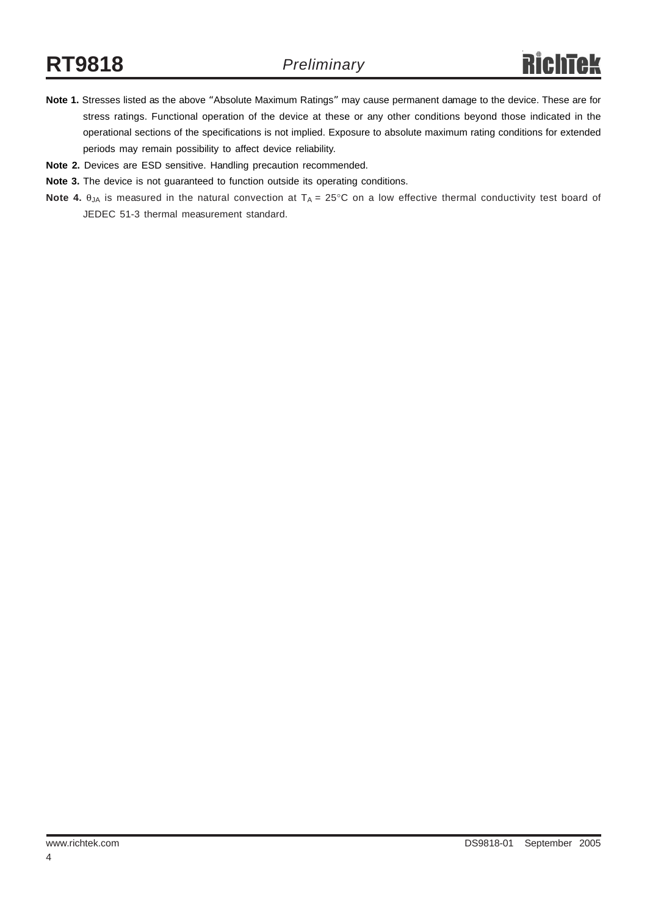**Note 1.** Stresses listed as the above "Absolute Maximum Ratings" may cause permanent damage to the device. These are for stress ratings. Functional operation of the device at these or any other conditions beyond those indicated in the operational sections of the specifications is not implied. Exposure to absolute maximum rating conditions for extended periods may remain possibility to affect device reliability.

**Note 2.** Devices are ESD sensitive. Handling precaution recommended.

**Note 3.** The device is not guaranteed to function outside its operating conditions.

**Note 4.** $\theta_{JA}$ is measured in the natural convection at $T_A = 25°C$ on a low effective thermal conductivity test board of JEDEC 51-3 thermal measurement standard.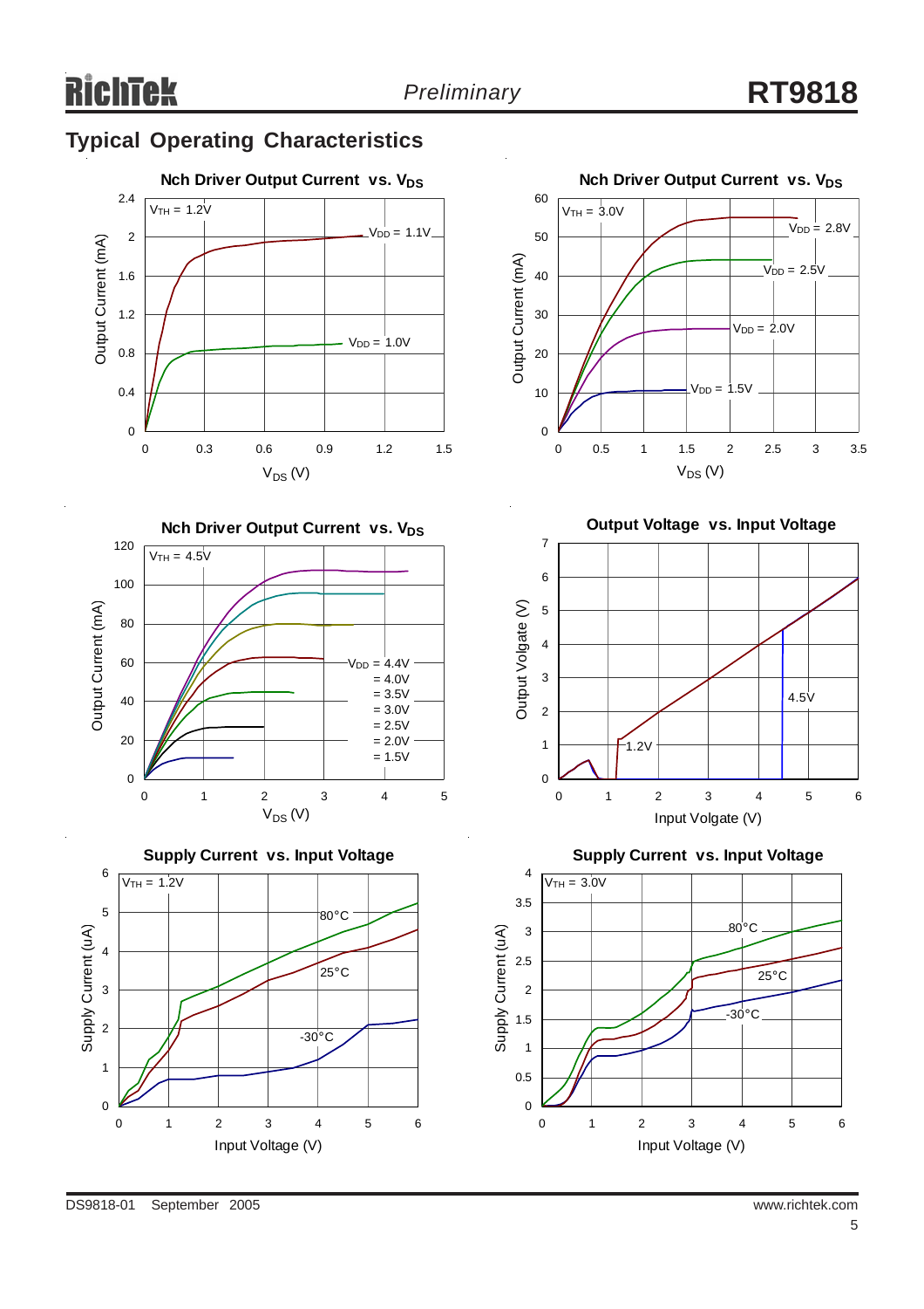## Typical Operating Characteristics

**Nch Driver Output Current vs. $V_{DS}$**

$V_{TH}$ = 1.2V

Output Current (mA) vs. $V_{DS}$ (V)

$V_{DD}$ = 1.1V, $V_{DD}$ = 1.0V

**Nch Driver Output Current vs. $V_{DS}$**

$V_{TH}$ = 3.0V

Output Current (mA) vs. $V_{DS}$ (V)

$V_{DD}$ = 2.8V, $V_{DD}$ = 2.5V, $V_{DD}$ = 2.0V, $V_{DD}$ = 1.5V

**Nch Driver Output Current vs. $V_{DS}$**

$V_{TH}$ = 4.5V

Output Current (mA) vs. $V_{DS}$ (V)

$V_{DD}$ = 4.4V, = 4.0V, = 3.5V, = 3.0V, = 2.5V, = 2.0V, = 1.5V

**Output Voltage vs. Input Voltage**

Output Volgate (V) vs. Input Volgate (V)

1.2V, 4.5V

**Supply Current vs. Input Voltage**

$V_{TH}$ = 1.2V

Supply Current (uA) vs. Input Voltage (V)

80°C, 25°C, -30°C

**Supply Current vs. Input Voltage**

$V_{TH}$ = 3.0V

Supply Current (uA) vs. Input Voltage (V)

80°C, 25°C, -30°C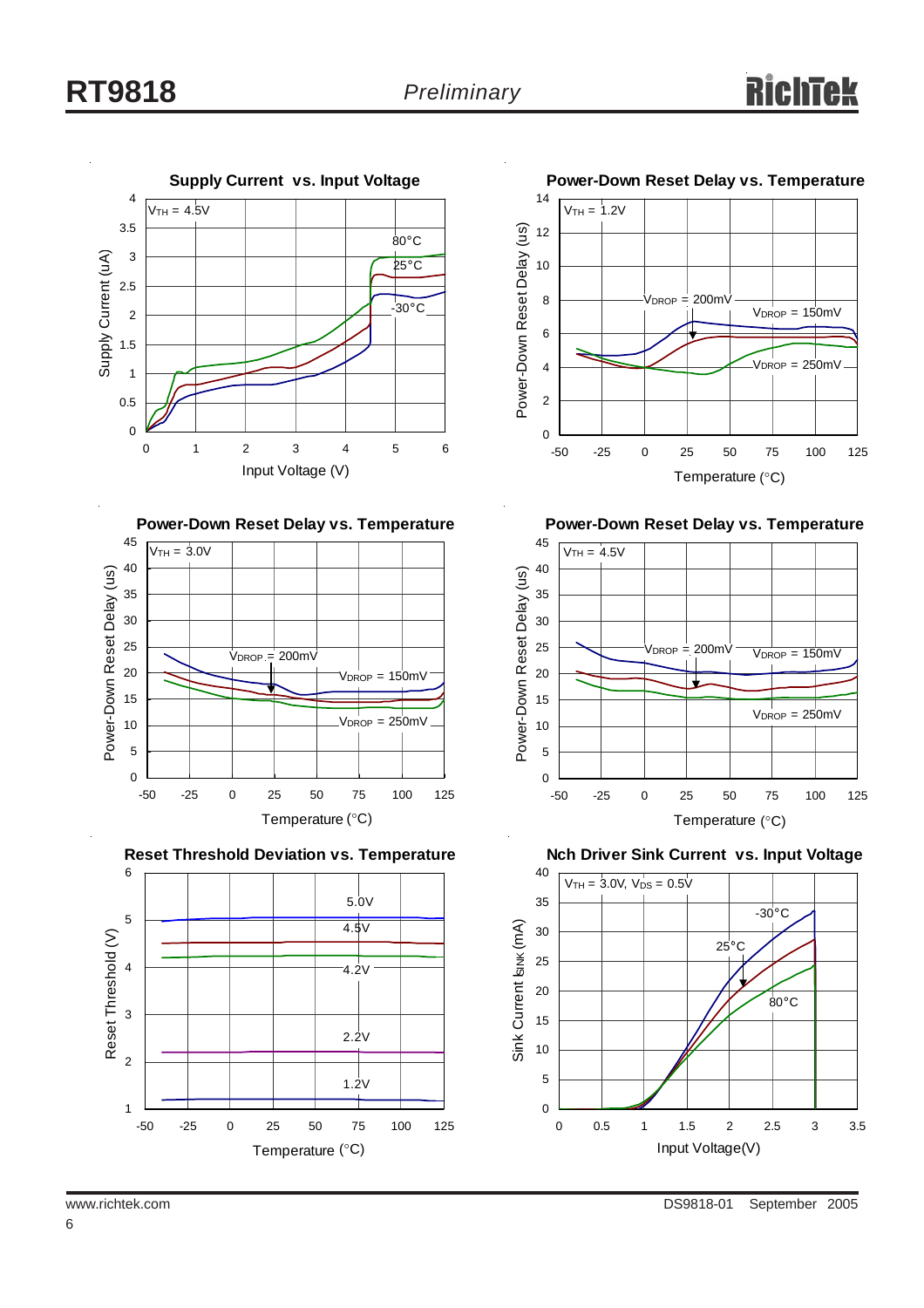**Supply Current vs. Input Voltage**

$V_{TH}$ = 4.5V

80°C, 25°C, -30°C

Supply Current (uA) vs. Input Voltage (V)

**Power-Down Reset Delay vs. Temperature**

$V_{TH}$ = 1.2V

$V_{DROP}$ = 200mV, $V_{DROP}$ = 150mV, $V_{DROP}$ = 250mV

Power-Down Reset Delay (us) vs. Temperature (°C)

**Power-Down Reset Delay vs. Temperature**

$V_{TH}$ = 3.0V

$V_{DROP}$ = 200mV, $V_{DROP}$ = 150mV, $V_{DROP}$ = 250mV

Power-Down Reset Delay (us) vs. Temperature (°C)

**Power-Down Reset Delay vs. Temperature**

$V_{TH}$ = 4.5V

$V_{DROP}$ = 200mV, $V_{DROP}$ = 150mV, $V_{DROP}$ = 250mV

Power-Down Reset Delay (us) vs. Temperature (°C)

**Reset Threshold Deviation vs. Temperature**

5.0V, 4.5V, 4.2V, 2.2V, 1.2V

Reset Threshold (V) vs. Temperature (°C)

**Nch Driver Sink Current vs. Input Voltage**

$V_{TH}$ = 3.0V, $V_{DS}$ = 0.5V

-30°C, 25°C, 80°C

Sink Current $I_{SINK}$ (mA) vs. Input Voltage(V)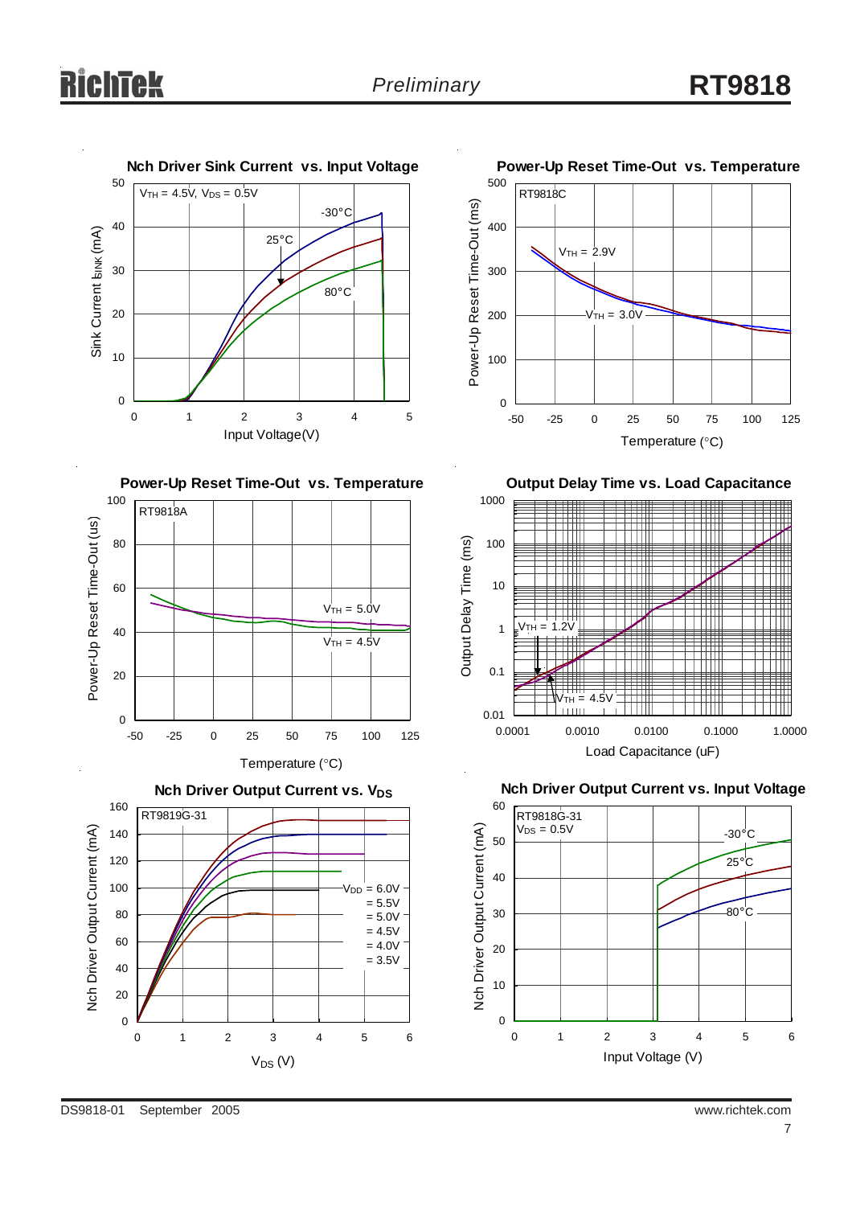**Nch Driver Sink Current vs. Input Voltage**

$V_{TH}$ = 4.5V, $V_{DS}$ = 0.5V

-30°C
25°C
80°C

Sink Current $I_{SINK}$ (mA)

Input Voltage(V)

**Power-Up Reset Time-Out vs. Temperature**

RT9818C

$V_{TH}$ = 2.9V
$V_{TH}$ = 3.0V

Power-Up Reset Time-Out (ms)

Temperature (°C)

**Power-Up Reset Time-Out vs. Temperature**

RT9818A

$V_{TH}$ = 5.0V
$V_{TH}$ = 4.5V

Power-Up Reset Time-Out (us)

Temperature (°C)

**Output Delay Time vs. Load Capacitance**

$V_{TH}$ = 1.2V
$V_{TH}$ = 4.5V

Output Delay Time (ms)

Load Capacitance (uF)

**Nch Driver Output Current vs. $V_{DS}$**

RT9819G-31

$V_{DD}$ = 6.0V
= 5.5V
= 5.0V
= 4.5V
= 4.0V
= 3.5V

Nch Driver Output Current (mA)

$V_{DS}$ (V)

**Nch Driver Output Current vs. Input Voltage**

RT9818G-31
$V_{DS}$ = 0.5V

-30°C
25°C
80°C

Nch Driver Output Current (mA)

Input Voltage (V)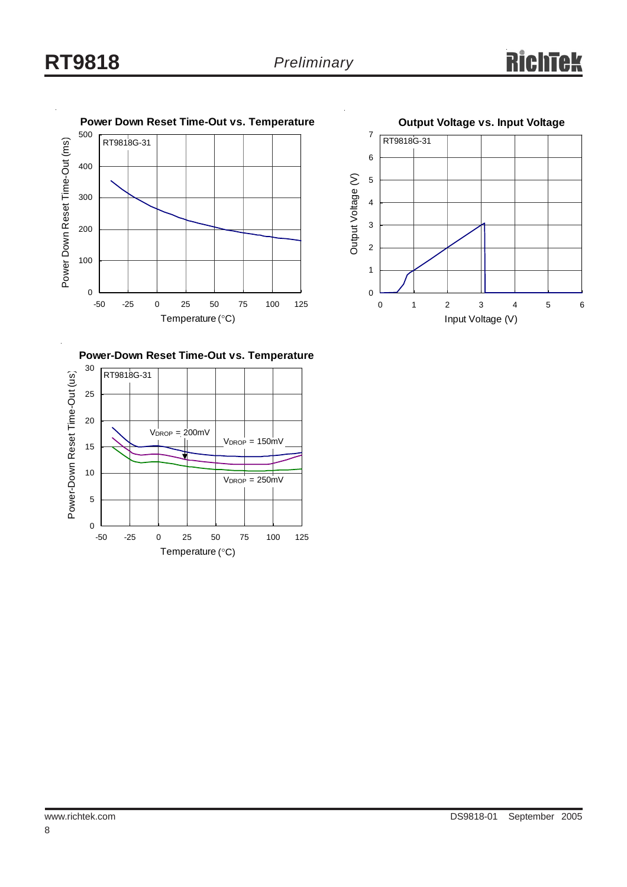**Power Down Reset Time-Out vs. Temperature**

RT9818G-31

Power Down Reset Time-Out (ms) vs. Temperature (°C)

**Output Voltage vs. Input Voltage**

RT9818G-31

Output Voltage (V) vs. Input Voltage (V)

**Power-Down Reset Time-Out vs. Temperature**

RT9818G-31

$V_{DROP}$ = 200mV

$V_{DROP}$ = 150mV

$V_{DROP}$ = 250mV

Power-Down Reset Time-Out (us) vs. Temperature (°C)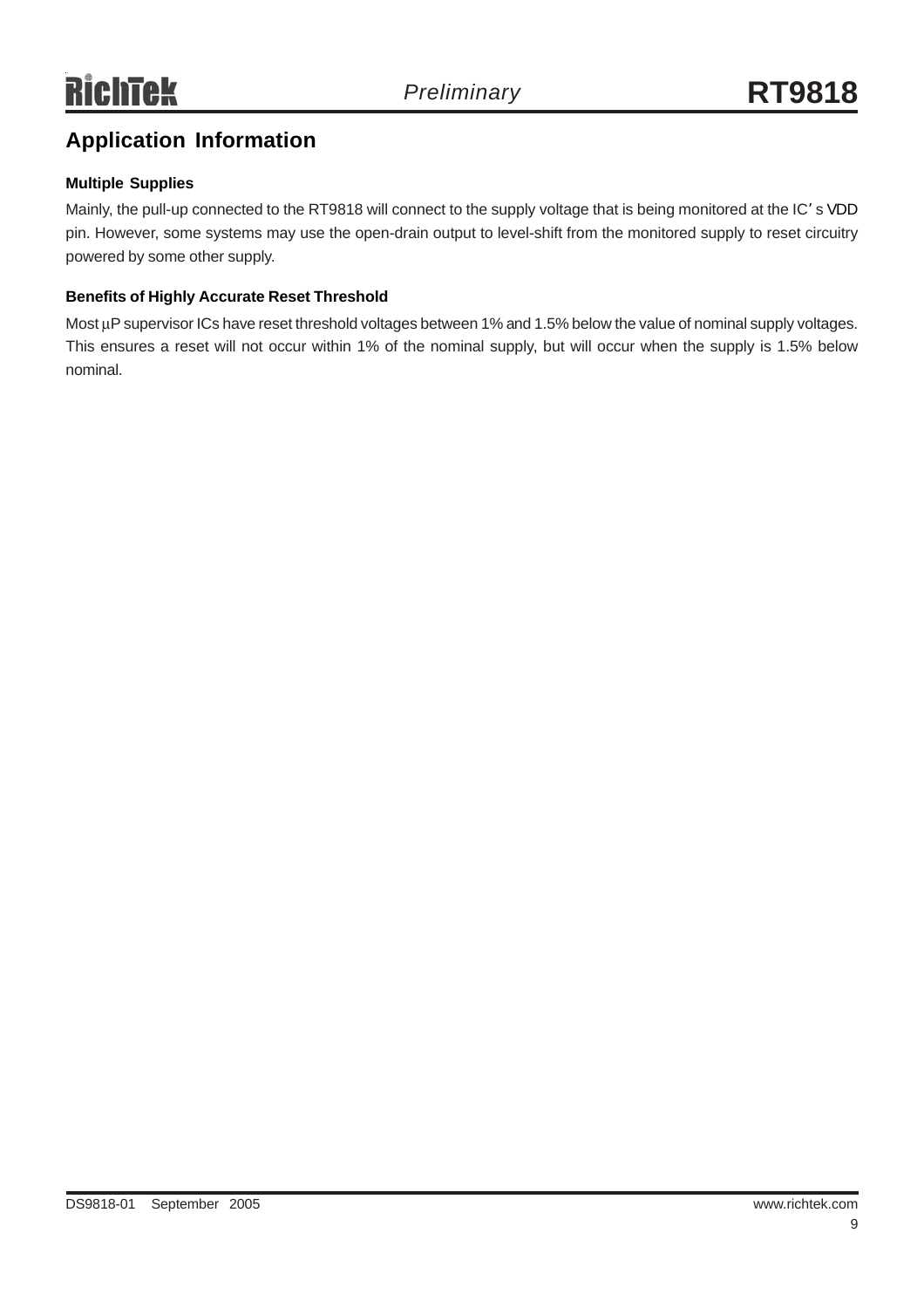## Application Information

### Multiple Supplies

Mainly, the pull-up connected to the RT9818 will connect to the supply voltage that is being monitored at the IC's VDD pin. However, some systems may use the open-drain output to level-shift from the monitored supply to reset circuitry powered by some other supply.

### Benefits of Highly Accurate Reset Threshold

Most μP supervisor ICs have reset threshold voltages between 1% and 1.5% below the value of nominal supply voltages. This ensures a reset will not occur within 1% of the nominal supply, but will occur when the supply is 1.5% below nominal.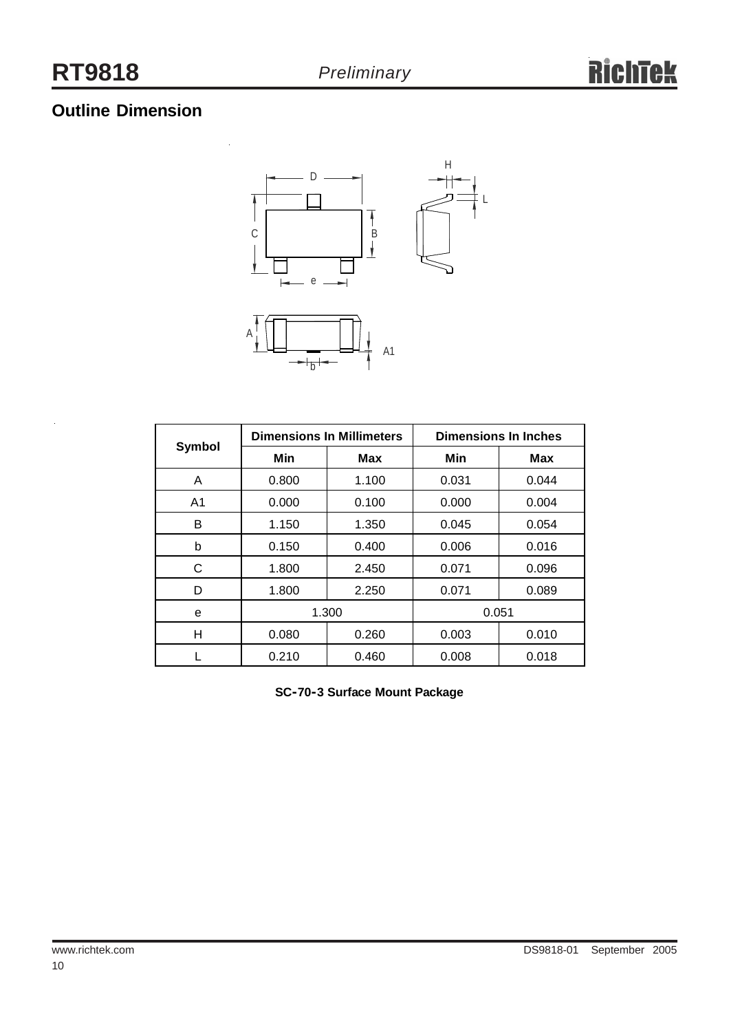## Outline Dimension

| Symbol | Dimensions In Millimeters | | Dimensions In Inches | |
|---|---|---|---|---|
| | Min | Max | Min | Max |
| A | 0.800 | 1.100 | 0.031 | 0.044 |
| A1 | 0.000 | 0.100 | 0.000 | 0.004 |
| B | 1.150 | 1.350 | 0.045 | 0.054 |
| b | 0.150 | 0.400 | 0.006 | 0.016 |
| C | 1.800 | 2.450 | 0.071 | 0.096 |
| D | 1.800 | 2.250 | 0.071 | 0.089 |
| e | 1.300 | | 0.051 | |
| H | 0.080 | 0.260 | 0.003 | 0.010 |
| L | 0.210 | 0.460 | 0.008 | 0.018 |

**SC-70-3 Surface Mount Package**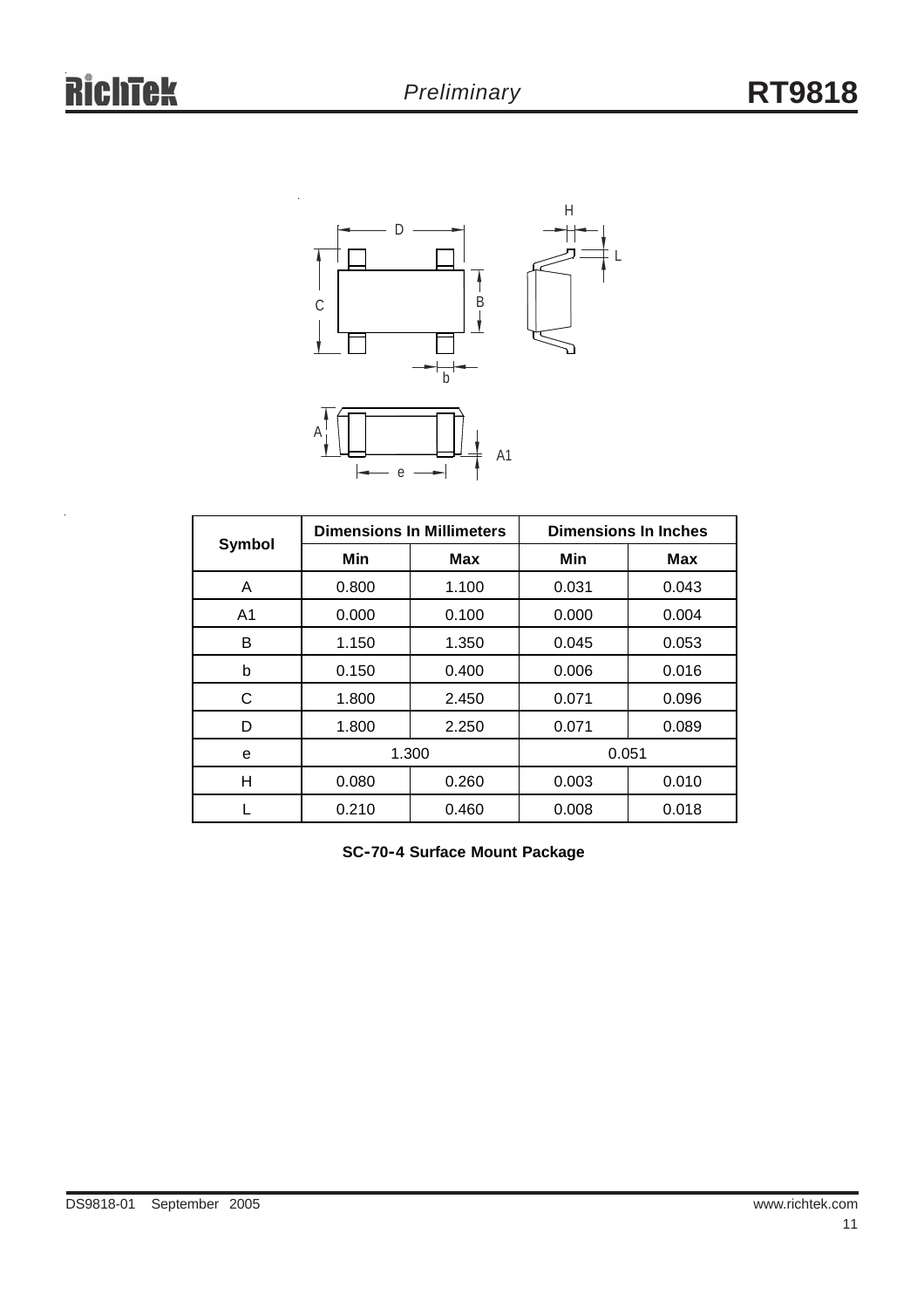| Symbol | Dimensions In Millimeters | | Dimensions In Inches | |
|---|---|---|---|---|
| | Min | Max | Min | Max |
| A | 0.800 | 1.100 | 0.031 | 0.043 |
| A1 | 0.000 | 0.100 | 0.000 | 0.004 |
| B | 1.150 | 1.350 | 0.045 | 0.053 |
| b | 0.150 | 0.400 | 0.006 | 0.016 |
| C | 1.800 | 2.450 | 0.071 | 0.096 |
| D | 1.800 | 2.250 | 0.071 | 0.089 |
| e | 1.300 | | 0.051 | |
| H | 0.080 | 0.260 | 0.003 | 0.010 |
| L | 0.210 | 0.460 | 0.008 | 0.018 |

**SC-70-4 Surface Mount Package**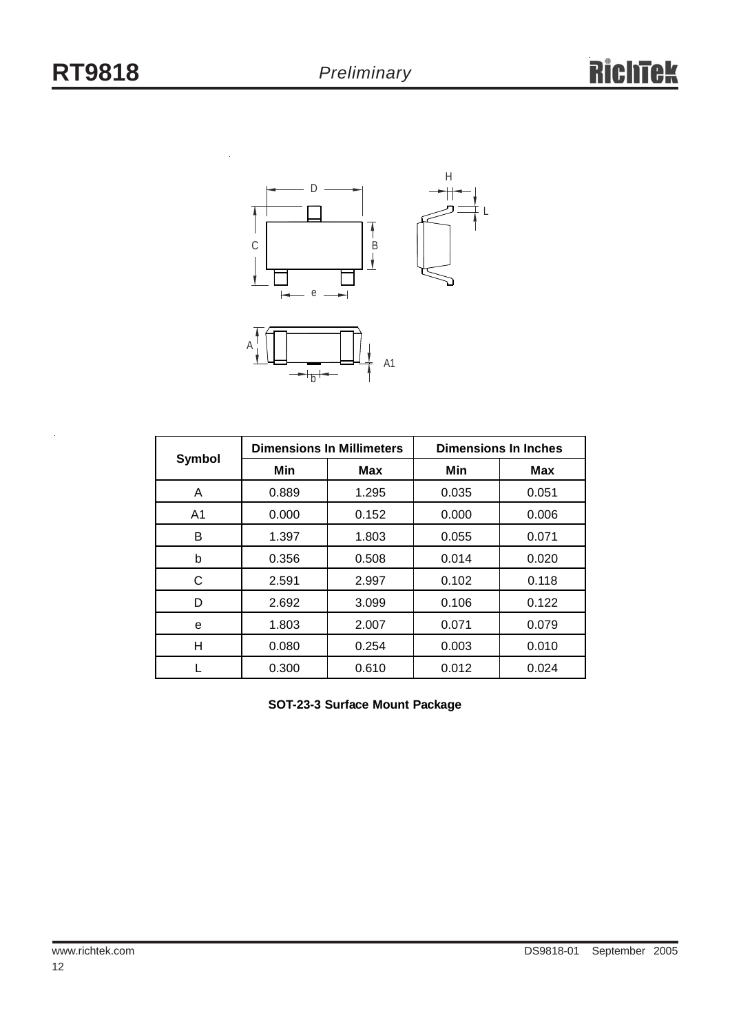| Symbol | Dimensions In Millimeters | | Dimensions In Inches | |
|---|---|---|---|---|
| | Min | Max | Min | Max |
| A | 0.889 | 1.295 | 0.035 | 0.051 |
| A1 | 0.000 | 0.152 | 0.000 | 0.006 |
| B | 1.397 | 1.803 | 0.055 | 0.071 |
| b | 0.356 | 0.508 | 0.014 | 0.020 |
| C | 2.591 | 2.997 | 0.102 | 0.118 |
| D | 2.692 | 3.099 | 0.106 | 0.122 |
| e | 1.803 | 2.007 | 0.071 | 0.079 |
| H | 0.080 | 0.254 | 0.003 | 0.010 |
| L | 0.300 | 0.610 | 0.012 | 0.024 |

**SOT-23-3 Surface Mount Package**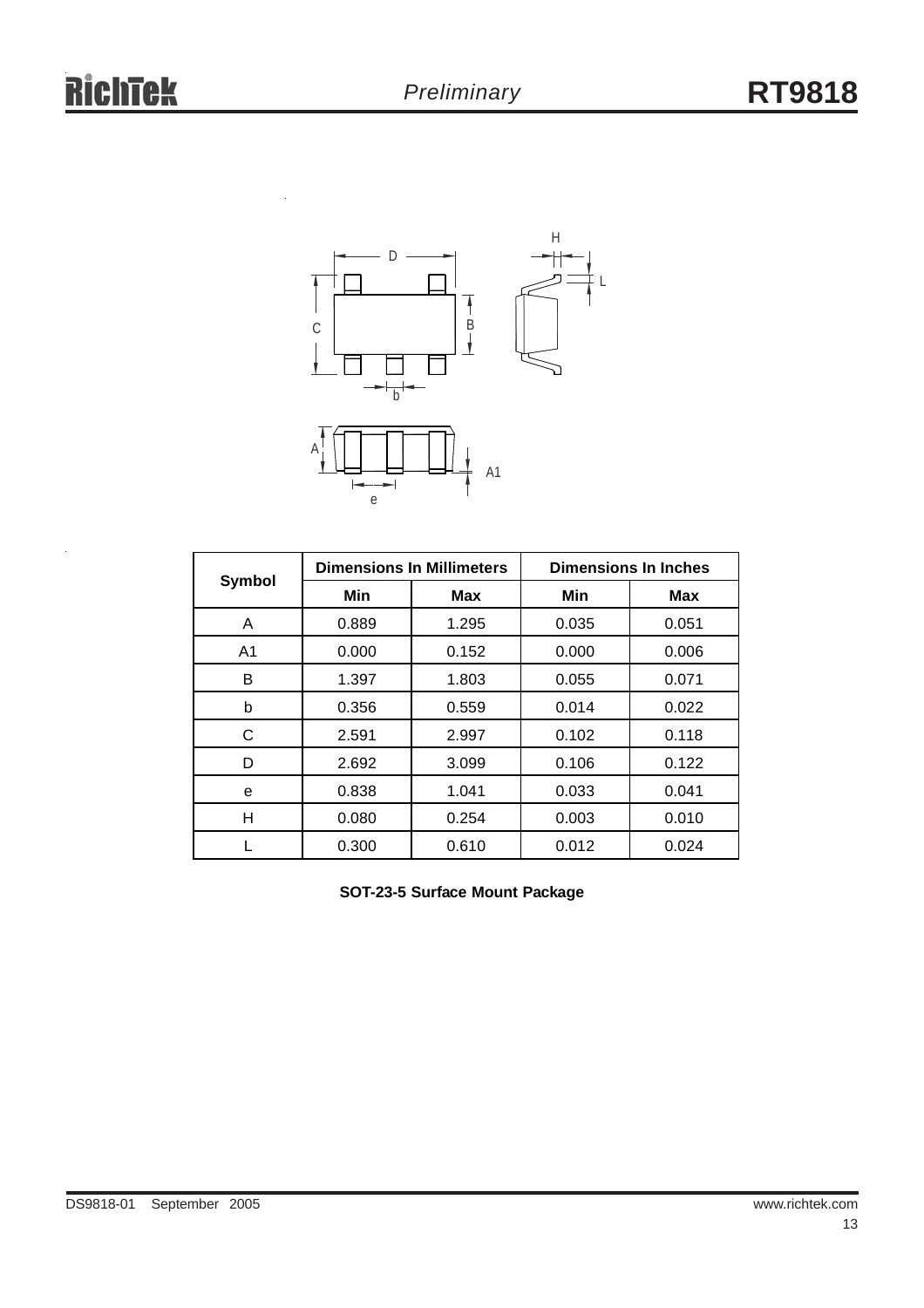| Symbol | Dimensions In Millimeters | | Dimensions In Inches | |
|---|---|---|---|---|
| | Min | Max | Min | Max |
| A | 0.889 | 1.295 | 0.035 | 0.051 |
| A1 | 0.000 | 0.152 | 0.000 | 0.006 |
| B | 1.397 | 1.803 | 0.055 | 0.071 |
| b | 0.356 | 0.559 | 0.014 | 0.022 |
| C | 2.591 | 2.997 | 0.102 | 0.118 |
| D | 2.692 | 3.099 | 0.106 | 0.122 |
| e | 0.838 | 1.041 | 0.033 | 0.041 |
| H | 0.080 | 0.254 | 0.003 | 0.010 |
| L | 0.300 | 0.610 | 0.012 | 0.024 |

**SOT-23-5 Surface Mount Package**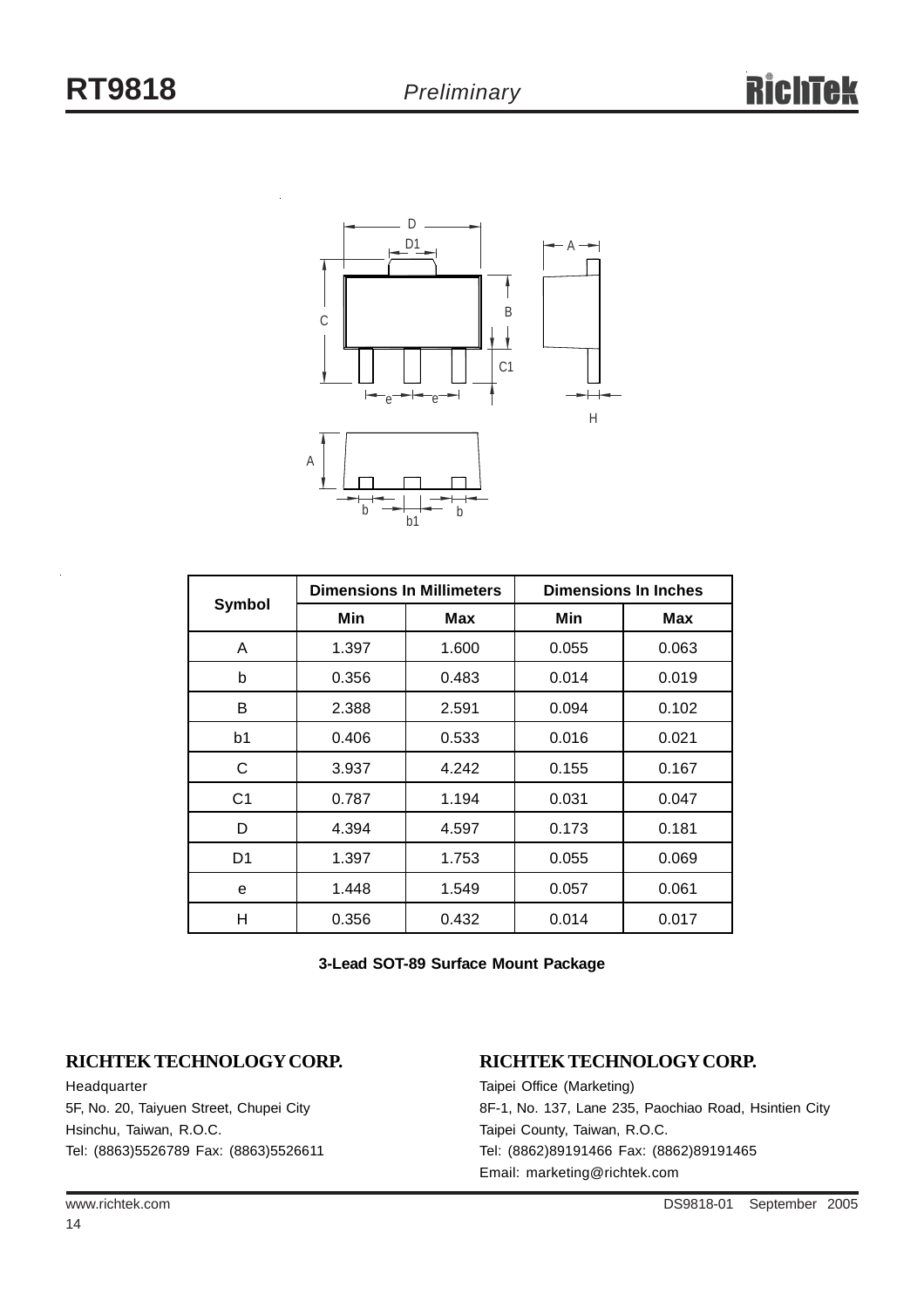D

D1

A

B

C

C1

e e

H

A

b b

b1

| Symbol | Dimensions In Millimeters | | Dimensions In Inches | |
|---|---|---|---|---|
| | Min | Max | Min | Max |
| A | 1.397 | 1.600 | 0.055 | 0.063 |
| b | 0.356 | 0.483 | 0.014 | 0.019 |
| B | 2.388 | 2.591 | 0.094 | 0.102 |
| b1 | 0.406 | 0.533 | 0.016 | 0.021 |
| C | 3.937 | 4.242 | 0.155 | 0.167 |
| C1 | 0.787 | 1.194 | 0.031 | 0.047 |
| D | 4.394 | 4.597 | 0.173 | 0.181 |
| D1 | 1.397 | 1.753 | 0.055 | 0.069 |
| e | 1.448 | 1.549 | 0.057 | 0.061 |
| H | 0.356 | 0.432 | 0.014 | 0.017 |

**3-Lead SOT-89 Surface Mount Package**

**RICHTEK TECHNOLOGY CORP.**

Headquarter
5F, No. 20, Taiyuen Street, Chupei City
Hsinchu, Taiwan, R.O.C.
Tel: (8863)5526789 Fax: (8863)5526611

**RICHTEK TECHNOLOGY CORP.**

Taipei Office (Marketing)
8F-1, No. 137, Lane 235, Paochiao Road, Hsintien City
Taipei County, Taiwan, R.O.C.
Tel: (8862)89191466 Fax: (8862)89191465
Email: marketing@richtek.com